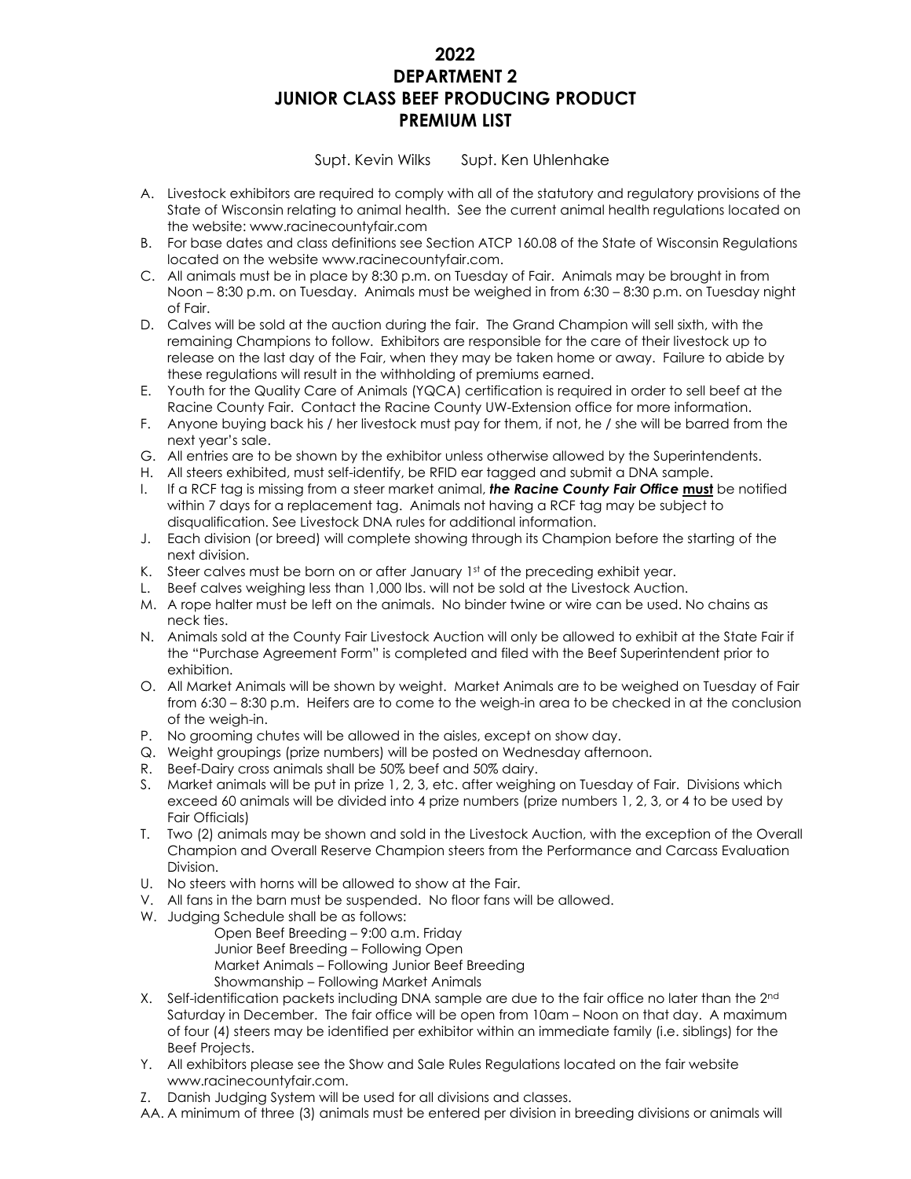# 2022
# DEPARTMENT 2
# JUNIOR CLASS BEEF PRODUCING PRODUCT
# PREMIUM LIST

Supt. Kevin Wilks    Supt. Ken Uhlenhake

A. Livestock exhibitors are required to comply with all of the statutory and regulatory provisions of the State of Wisconsin relating to animal health. See the current animal health regulations located on the website: www.racinecountyfair.com

B. For base dates and class definitions see Section ATCP 160.08 of the State of Wisconsin Regulations located on the website www.racinecountyfair.com.

C. All animals must be in place by 8:30 p.m. on Tuesday of Fair. Animals may be brought in from Noon – 8:30 p.m. on Tuesday. Animals must be weighed in from 6:30 – 8:30 p.m. on Tuesday night of Fair.

D. Calves will be sold at the auction during the fair. The Grand Champion will sell sixth, with the remaining Champions to follow. Exhibitors are responsible for the care of their livestock up to release on the last day of the Fair, when they may be taken home or away. Failure to abide by these regulations will result in the withholding of premiums earned.

E. Youth for the Quality Care of Animals (YQCA) certification is required in order to sell beef at the Racine County Fair. Contact the Racine County UW-Extension office for more information.

F. Anyone buying back his / her livestock must pay for them, if not, he / she will be barred from the next year's sale.

G. All entries are to be shown by the exhibitor unless otherwise allowed by the Superintendents.

H. All steers exhibited, must self-identify, be RFID ear tagged and submit a DNA sample.

I. If a RCF tag is missing from a steer market animal, ***the Racine County Fair Office*** **must** be notified within 7 days for a replacement tag. Animals not having a RCF tag may be subject to disqualification. See Livestock DNA rules for additional information.

J. Each division (or breed) will complete showing through its Champion before the starting of the next division.

K. Steer calves must be born on or after January 1st of the preceding exhibit year.

L. Beef calves weighing less than 1,000 lbs. will not be sold at the Livestock Auction.

M. A rope halter must be left on the animals. No binder twine or wire can be used. No chains as neck ties.

N. Animals sold at the County Fair Livestock Auction will only be allowed to exhibit at the State Fair if the "Purchase Agreement Form" is completed and filed with the Beef Superintendent prior to exhibition.

O. All Market Animals will be shown by weight. Market Animals are to be weighed on Tuesday of Fair from 6:30 – 8:30 p.m. Heifers are to come to the weigh-in area to be checked in at the conclusion of the weigh-in.

P. No grooming chutes will be allowed in the aisles, except on show day.

Q. Weight groupings (prize numbers) will be posted on Wednesday afternoon.

R. Beef-Dairy cross animals shall be 50% beef and 50% dairy.

S. Market animals will be put in prize 1, 2, 3, etc. after weighing on Tuesday of Fair. Divisions which exceed 60 animals will be divided into 4 prize numbers (prize numbers 1, 2, 3, or 4 to be used by Fair Officials)

T. Two (2) animals may be shown and sold in the Livestock Auction, with the exception of the Overall Champion and Overall Reserve Champion steers from the Performance and Carcass Evaluation Division.

U. No steers with horns will be allowed to show at the Fair.

V. All fans in the barn must be suspended. No floor fans will be allowed.

W. Judging Schedule shall be as follows:
   - Open Beef Breeding – 9:00 a.m. Friday
   - Junior Beef Breeding – Following Open
   - Market Animals – Following Junior Beef Breeding
   - Showmanship – Following Market Animals

X. Self-identification packets including DNA sample are due to the fair office no later than the 2nd Saturday in December. The fair office will be open from 10am – Noon on that day. A maximum of four (4) steers may be identified per exhibitor within an immediate family (i.e. siblings) for the Beef Projects.

Y. All exhibitors please see the Show and Sale Rules Regulations located on the fair website www.racinecountyfair.com.

Z. Danish Judging System will be used for all divisions and classes.

AA. A minimum of three (3) animals must be entered per division in breeding divisions or animals will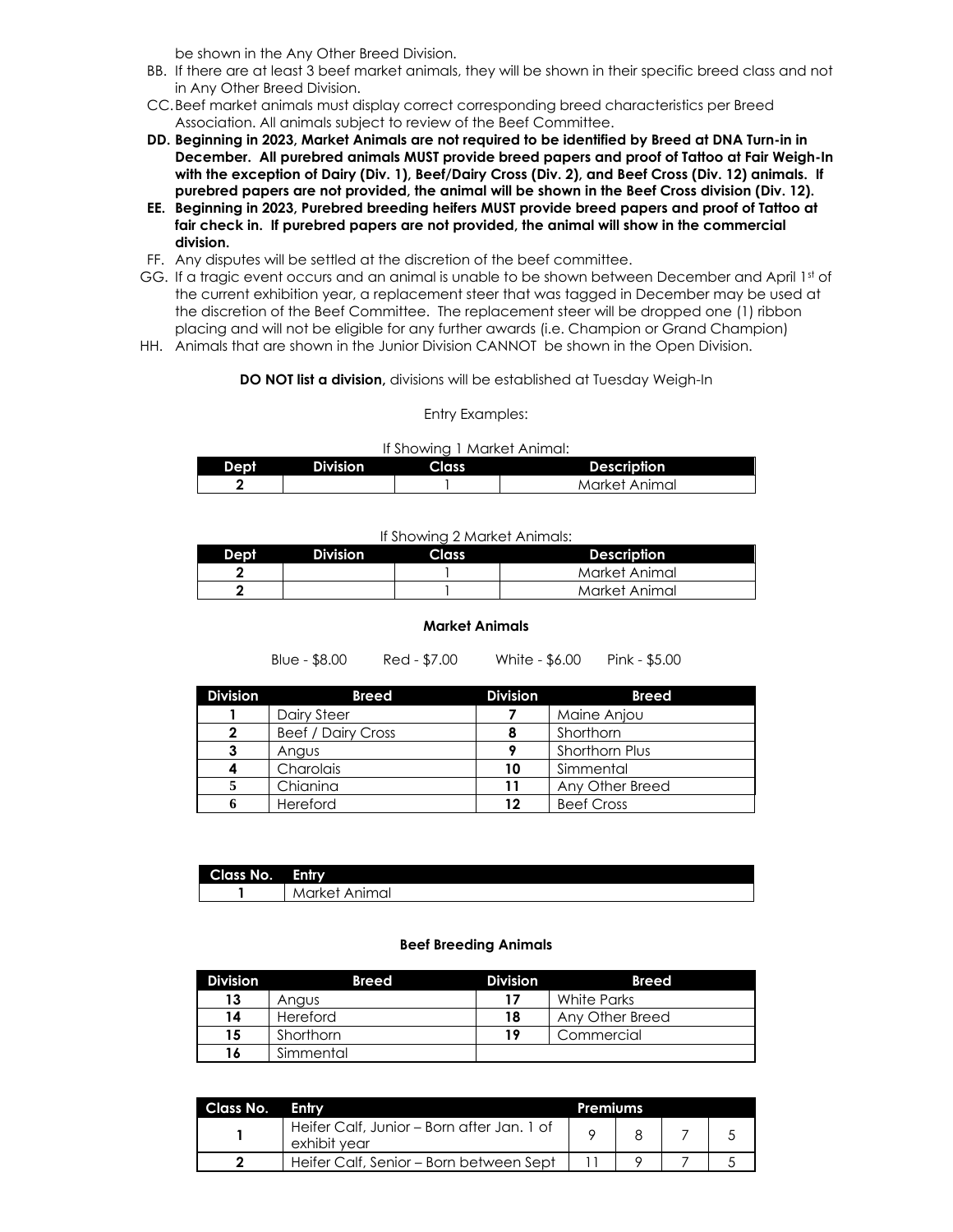be shown in the Any Other Breed Division.

BB. If there are at least 3 beef market animals, they will be shown in their specific breed class and not in Any Other Breed Division.

CC. Beef market animals must display correct corresponding breed characteristics per Breed Association. All animals subject to review of the Beef Committee.

**DD. Beginning in 2023, Market Animals are not required to be identified by Breed at DNA Turn-in in December. All purebred animals MUST provide breed papers and proof of Tattoo at Fair Weigh-In with the exception of Dairy (Div. 1), Beef/Dairy Cross (Div. 2), and Beef Cross (Div. 12) animals. If purebred papers are not provided, the animal will be shown in the Beef Cross division (Div. 12).**

**EE. Beginning in 2023, Purebred breeding heifers MUST provide breed papers and proof of Tattoo at fair check in. If purebred papers are not provided, the animal will show in the commercial division.**

FF. Any disputes will be settled at the discretion of the beef committee.

GG. If a tragic event occurs and an animal is unable to be shown between December and April 1st of the current exhibition year, a replacement steer that was tagged in December may be used at the discretion of the Beef Committee. The replacement steer will be dropped one (1) ribbon placing and will not be eligible for any further awards (i.e. Champion or Grand Champion)

HH. Animals that are shown in the Junior Division CANNOT be shown in the Open Division.

**DO NOT list a division,** divisions will be established at Tuesday Weigh-In

Entry Examples:

If Showing 1 Market Animal:

| Dept | Division | Class | Description |
|---|---|---|---|
| **2** | | 1 | Market Animal |

If Showing 2 Market Animals:

| Dept | Division | Class | Description |
|---|---|---|---|
| **2** | | 1 | Market Animal |
| **2** | | 1 | Market Animal |

**Market Animals**

Blue - $8.00 Red - $7.00 White - $6.00 Pink - $5.00

| Division | Breed | Division | Breed |
|---|---|---|---|
| **1** | Dairy Steer | **7** | Maine Anjou |
| **2** | Beef / Dairy Cross | **8** | Shorthorn |
| **3** | Angus | **9** | Shorthorn Plus |
| **4** | Charolais | **10** | Simmental |
| **5** | Chianina | **11** | Any Other Breed |
| **6** | Hereford | **12** | Beef Cross |

| Class No. | Entry |
|---|---|
| **1** | Market Animal |

**Beef Breeding Animals**

| Division | Breed | Division | Breed |
|---|---|---|---|
| **13** | Angus | **17** | White Parks |
| **14** | Hereford | **18** | Any Other Breed |
| **15** | Shorthorn | **19** | Commercial |
| **16** | Simmental | | |

| Class No. | Entry | Premiums | | | |
|---|---|---|---|---|---|
| **1** | Heifer Calf, Junior – Born after Jan. 1 of exhibit year | 9 | 8 | 7 | 5 |
| **2** | Heifer Calf, Senior – Born between Sept | 11 | 9 | 7 | 5 |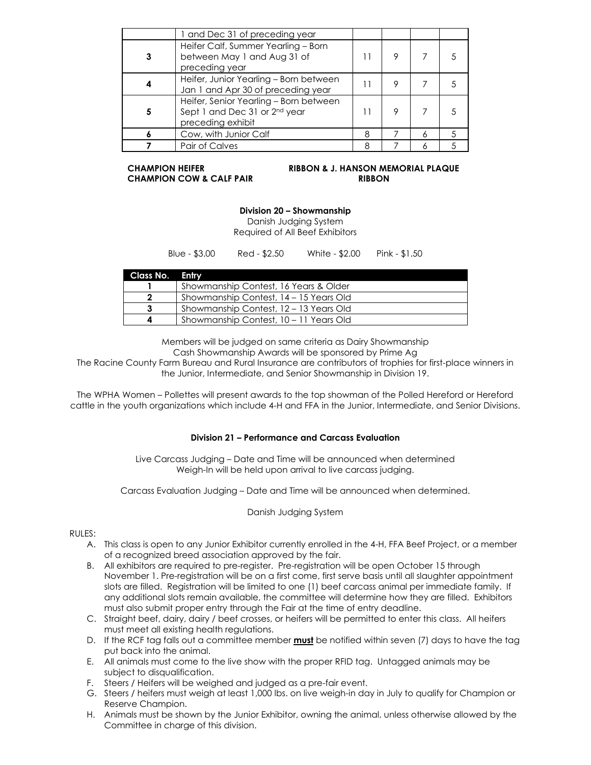| | | | | | |
|---|---|---|---|---|---|
| | 1 and Dec 31 of preceding year | | | | |
| **3** | Heifer Calf, Summer Yearling – Born between May 1 and Aug 31 of preceding year | 11 | 9 | 7 | 5 |
| **4** | Heifer, Junior Yearling – Born between Jan 1 and Apr 30 of preceding year | 11 | 9 | 7 | 5 |
| **5** | Heifer, Senior Yearling – Born between Sept 1 and Dec 31 or 2nd year preceding exhibit | 11 | 9 | 7 | 5 |
| **6** | Cow, with Junior Calf | 8 | 7 | 6 | 5 |
| **7** | Pair of Calves | 8 | 7 | 6 | 5 |

**CHAMPION HEIFER** — **RIBBON & J. HANSON MEMORIAL PLAQUE**
**CHAMPION COW & CALF PAIR** — **RIBBON**

### Division 20 – Showmanship

Danish Judging System
Required of All Beef Exhibitors

Blue - $3.00 Red - $2.50 White - $2.00 Pink - $1.50

| Class No. | Entry |
|---|---|
| **1** | Showmanship Contest, 16 Years & Older |
| **2** | Showmanship Contest, 14 – 15 Years Old |
| **3** | Showmanship Contest, 12 – 13 Years Old |
| **4** | Showmanship Contest, 10 – 11 Years Old |

Members will be judged on same criteria as Dairy Showmanship
Cash Showmanship Awards will be sponsored by Prime Ag
The Racine County Farm Bureau and Rural Insurance are contributors of trophies for first-place winners in the Junior, Intermediate, and Senior Showmanship in Division 19.

The WPHA Women – Pollettes will present awards to the top showman of the Polled Hereford or Hereford cattle in the youth organizations which include 4-H and FFA in the Junior, Intermediate, and Senior Divisions.

### Division 21 – Performance and Carcass Evaluation

Live Carcass Judging – Date and Time will be announced when determined
Weigh-In will be held upon arrival to live carcass judging.

Carcass Evaluation Judging – Date and Time will be announced when determined.

Danish Judging System

RULES:

A. This class is open to any Junior Exhibitor currently enrolled in the 4-H, FFA Beef Project, or a member of a recognized breed association approved by the fair.
B. All exhibitors are required to pre-register. Pre-registration will be open October 15 through November 1. Pre-registration will be on a first come, first serve basis until all slaughter appointment slots are filled. Registration will be limited to one (1) beef carcass animal per immediate family. If any additional slots remain available, the committee will determine how they are filled. Exhibitors must also submit proper entry through the Fair at the time of entry deadline.
C. Straight beef, dairy, dairy / beef crosses, or heifers will be permitted to enter this class. All heifers must meet all existing health regulations.
D. If the RCF tag falls out a committee member **must** be notified within seven (7) days to have the tag put back into the animal.
E. All animals must come to the live show with the proper RFID tag. Untagged animals may be subject to disqualification.
F. Steers / Heifers will be weighed and judged as a pre-fair event.
G. Steers / heifers must weigh at least 1,000 lbs. on live weigh-in day in July to qualify for Champion or Reserve Champion.
H. Animals must be shown by the Junior Exhibitor, owning the animal, unless otherwise allowed by the Committee in charge of this division.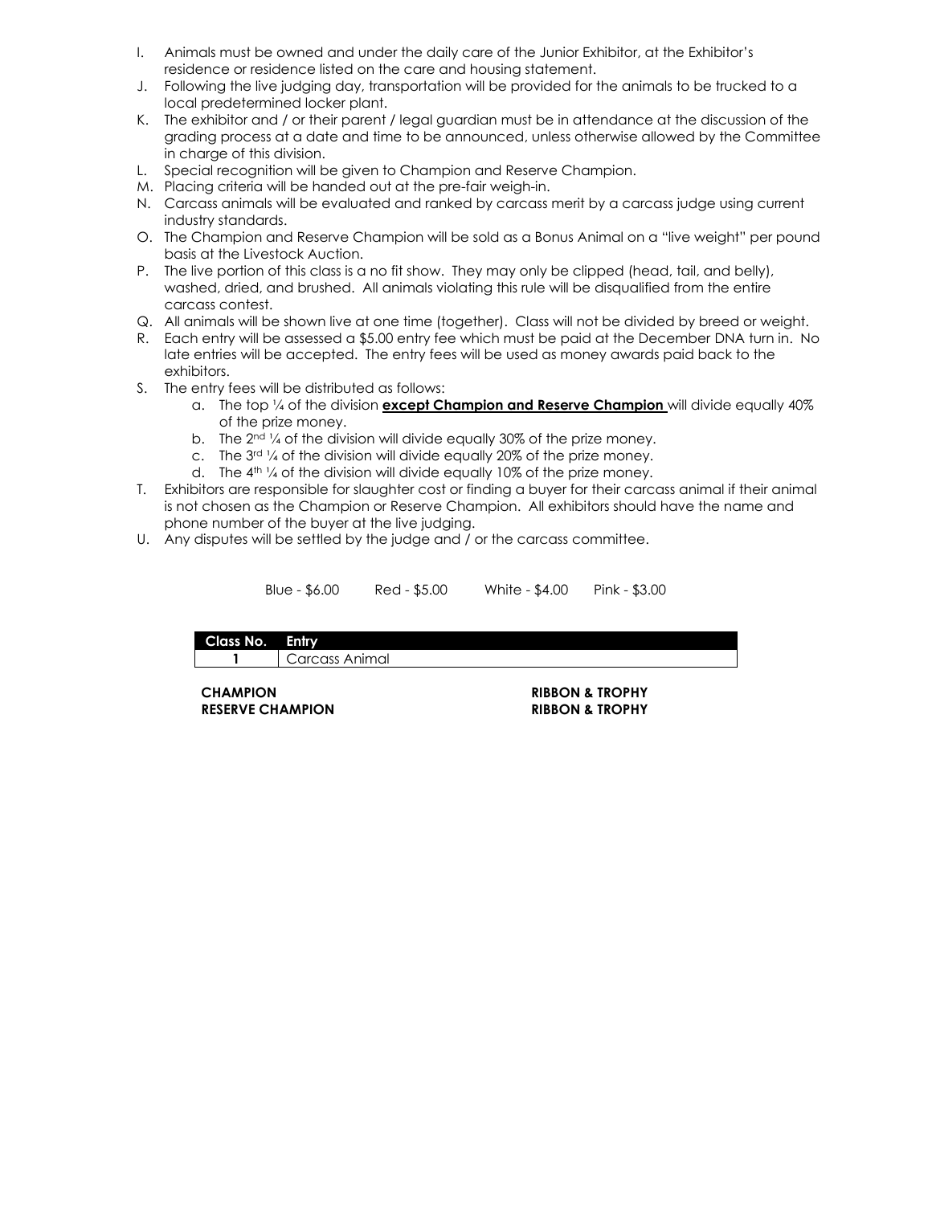I. Animals must be owned and under the daily care of the Junior Exhibitor, at the Exhibitor's residence or residence listed on the care and housing statement.
J. Following the live judging day, transportation will be provided for the animals to be trucked to a local predetermined locker plant.
K. The exhibitor and / or their parent / legal guardian must be in attendance at the discussion of the grading process at a date and time to be announced, unless otherwise allowed by the Committee in charge of this division.
L. Special recognition will be given to Champion and Reserve Champion.
M. Placing criteria will be handed out at the pre-fair weigh-in.
N. Carcass animals will be evaluated and ranked by carcass merit by a carcass judge using current industry standards.
O. The Champion and Reserve Champion will be sold as a Bonus Animal on a "live weight" per pound basis at the Livestock Auction.
P. The live portion of this class is a no fit show. They may only be clipped (head, tail, and belly), washed, dried, and brushed. All animals violating this rule will be disqualified from the entire carcass contest.
Q. All animals will be shown live at one time (together). Class will not be divided by breed or weight.
R. Each entry will be assessed a $5.00 entry fee which must be paid at the December DNA turn in. No late entries will be accepted. The entry fees will be used as money awards paid back to the exhibitors.
S. The entry fees will be distributed as follows:
    a. The top ¼ of the division **<u>except Champion and Reserve Champion</u>** will divide equally 40% of the prize money.
    b. The 2nd ¼ of the division will divide equally 30% of the prize money.
    c. The 3rd ¼ of the division will divide equally 20% of the prize money.
    d. The 4th ¼ of the division will divide equally 10% of the prize money.
T. Exhibitors are responsible for slaughter cost or finding a buyer for their carcass animal if their animal is not chosen as the Champion or Reserve Champion. All exhibitors should have the name and phone number of the buyer at the live judging.
U. Any disputes will be settled by the judge and / or the carcass committee.

Blue - $6.00 Red - $5.00 White - $4.00 Pink - $3.00

| Class No. | Entry |
|---|---|
| 1 | Carcass Animal |

**CHAMPION** **RIBBON & TROPHY**
**RESERVE CHAMPION** **RIBBON & TROPHY**